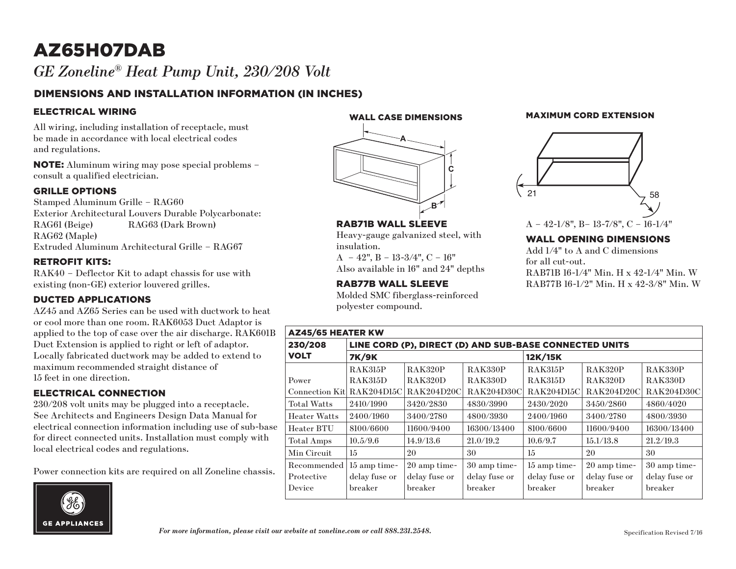# AZ65H07DAB

*GE Zoneline® Heat Pump Unit, 230/208 Volt*

## DIMENSIONS AND INSTALLATION INFORMATION (IN INCHES)

### ELECTRICAL WIRING

All wiring, including installation of receptacle, must be made in accordance with local electrical codes and regulations.

**NOTE:** Aluminum wiring may pose special problems – consult a qualified electrician.

### GRILLE OPTIONS

Stamped Aluminum Grille – RAG60
Exterior Architectural Louvers Durable Polycarbonate:
RAG61 (Beige) RAG63 (Dark Brown)
RAG62 (Maple)
Extruded Aluminum Architectural Grille – RAG67

### RETROFIT KITS:

RAK40 – Deflector Kit to adapt chassis for use with existing (non-GE) exterior louvered grilles.

### DUCTED APPLICATIONS

AZ45 and AZ65 Series can be used with ductwork to heat or cool more than one room. RAK6053 Duct Adaptor is applied to the top of case over the air discharge. RAK601B Duct Extension is applied to right or left of adaptor. Locally fabricated ductwork may be added to extend to maximum recommended straight distance of 15 feet in one direction.

### ELECTRICAL CONNECTION

230/208 volt units may be plugged into a receptacle. See Architects and Engineers Design Data Manual for electrical connection information including use of sub-base for direct connected units. Installation must comply with local electrical codes and regulations.

Power connection kits are required on all Zoneline chassis.

### WALL CASE DIMENSIONS

A, B, C

### RAB71B WALL SLEEVE

Heavy-gauge galvanized steel, with insulation.
A – 42", B – 13-3/4", C – 16"
Also available in 16" and 24" depths

### RAB77B WALL SLEEVE

Molded SMC fiberglass-reinforced polyester compound.

### MAXIMUM CORD EXTENSION

21, 58

A – 42-1/8", B– 13-7/8", C – 16-1/4"

### WALL OPENING DIMENSIONS

Add 1/4" to A and C dimensions for all cut-out.
RAB71B 16-1/4" Min. H x 42-1/4" Min. W
RAB77B 16-1/2" Min. H x 42-3/8" Min. W

| AZ45/65 HEATER KW | | | | | | |
|---|---|---|---|---|---|---|
| 230/208 VOLT | LINE CORD (P), DIRECT (D) AND SUB-BASE CONNECTED UNITS | | | | | |
| | 7K/9K | | | 12K/15K | | |
| Power Connection Kit | RAK315P RAK315D RAK204D15C | RAK320P RAK320D RAK204D20C | RAK330P RAK330D RAK204D30C | RAK315P RAK315D RAK204D15C | RAK320P RAK320D RAK204D20C | RAK330P RAK330D RAK204D30C |
| Total Watts | 2410/1990 | 3420/2830 | 4830/3990 | 2430/2020 | 3450/2860 | 4860/4020 |
| Heater Watts | 2400/1960 | 3400/2780 | 4800/3930 | 2400/1960 | 3400/2780 | 4800/3930 |
| Heater BTU | 8100/6600 | 11600/9400 | 16300/13400 | 8100/6600 | 11600/9400 | 16300/13400 |
| Total Amps | 10.5/9.6 | 14.9/13.6 | 21.0/19.2 | 10.6/9.7 | 15.1/13.8 | 21.2/19.3 |
| Min Circuit | 15 | 20 | 30 | 15 | 20 | 30 |
| Recommended Protective Device | 15 amp time-delay fuse or breaker | 20 amp time-delay fuse or breaker | 30 amp time-delay fuse or breaker | 15 amp time-delay fuse or breaker | 20 amp time-delay fuse or breaker | 30 amp time-delay fuse or breaker |

GE APPLIANCES

*For more information, please visit our website at zoneline.com or call 888.231.2548.*

Specification Revised 7/16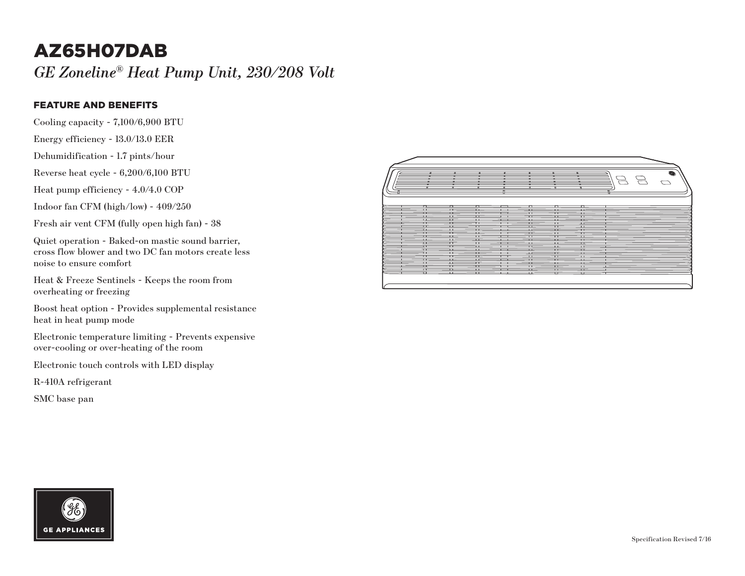# AZ65H07DAB

## *GE Zoneline® Heat Pump Unit, 230/208 Volt*

### FEATURE AND BENEFITS

Cooling capacity - 7,100/6,900 BTU

Energy efficiency - 13.0/13.0 EER

Dehumidification - 1.7 pints/hour

Reverse heat cycle - 6,200/6,100 BTU

Heat pump efficiency - 4.0/4.0 COP

Indoor fan CFM (high/low) - 409/250

Fresh air vent CFM (fully open high fan) - 38

Quiet operation - Baked-on mastic sound barrier, cross flow blower and two DC fan motors create less noise to ensure comfort

Heat & Freeze Sentinels - Keeps the room from overheating or freezing

Boost heat option - Provides supplemental resistance heat in heat pump mode

Electronic temperature limiting - Prevents expensive over-cooling or over-heating of the room

Electronic touch controls with LED display

R-410A refrigerant

SMC base pan

GE APPLIANCES

Specification Revised 7/16